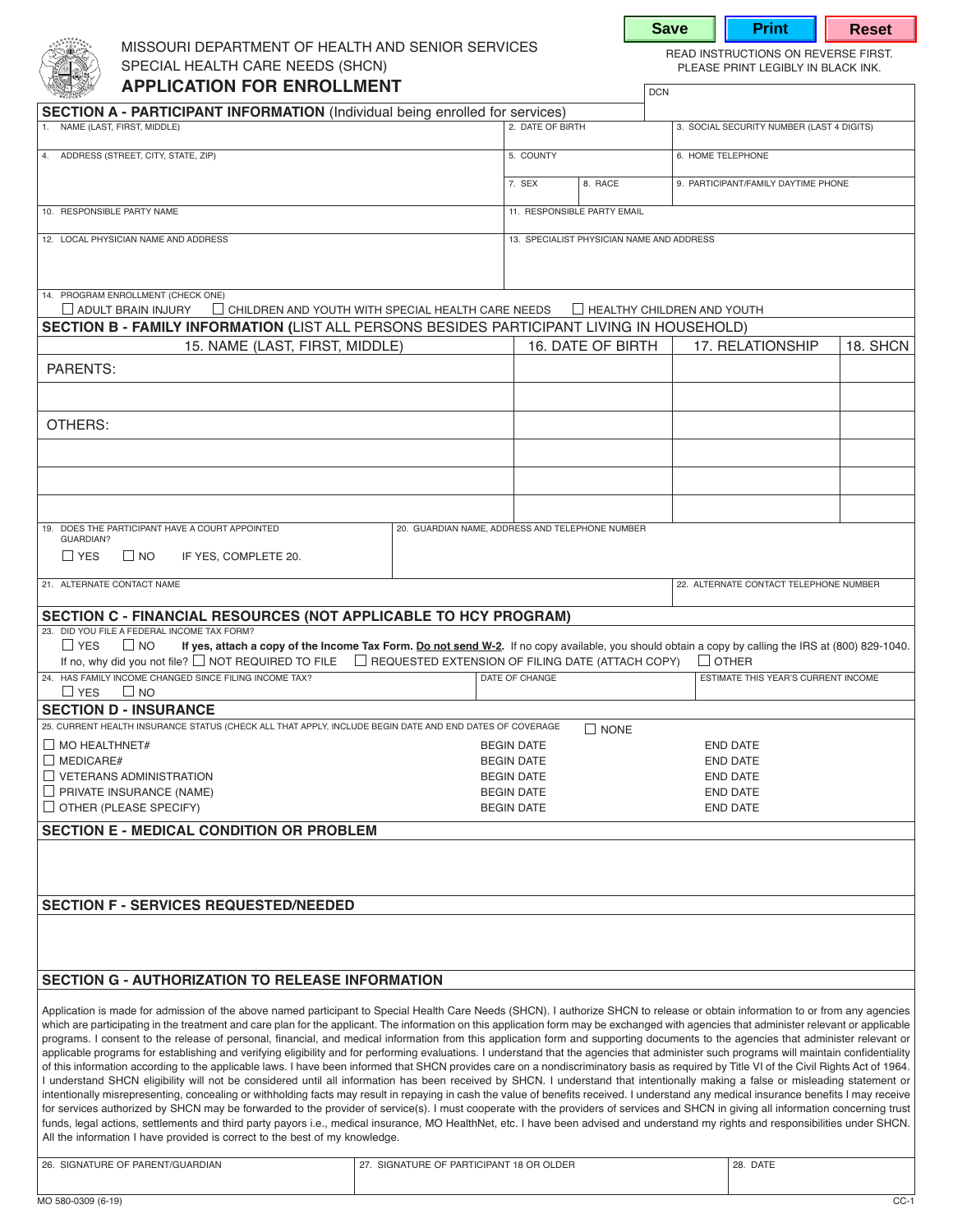Save | Print | Reset

MISSOURI DEPARTMENT OF HEALTH AND SENIOR SERVICES
SPECIAL HEALTH CARE NEEDS (SHCN)

# APPLICATION FOR ENROLLMENT

READ INSTRUCTIONS ON REVERSE FIRST.
PLEASE PRINT LEGIBLY IN BLACK INK.

DCN

## SECTION A - PARTICIPANT INFORMATION (Individual being enrolled for services)

| 1. NAME (LAST, FIRST, MIDDLE) | 2. DATE OF BIRTH | | 3. SOCIAL SECURITY NUMBER (LAST 4 DIGITS) |
|---|---|---|---|
| 4. ADDRESS (STREET, CITY, STATE, ZIP) | 5. COUNTY | | 6. HOME TELEPHONE |
| | 7. SEX | 8. RACE | 9. PARTICIPANT/FAMILY DAYTIME PHONE |
| 10. RESPONSIBLE PARTY NAME | 11. RESPONSIBLE PARTY EMAIL | | |
| 12. LOCAL PHYSICIAN NAME AND ADDRESS | 13. SPECIALIST PHYSICIAN NAME AND ADDRESS | | |

14. PROGRAM ENROLLMENT (CHECK ONE)
☐ ADULT BRAIN INJURY ☐ CHILDREN AND YOUTH WITH SPECIAL HEALTH CARE NEEDS ☐ HEALTHY CHILDREN AND YOUTH

## SECTION B - FAMILY INFORMATION (LIST ALL PERSONS BESIDES PARTICIPANT LIVING IN HOUSEHOLD)

| 15. NAME (LAST, FIRST, MIDDLE) | 16. DATE OF BIRTH | 17. RELATIONSHIP | 18. SHCN |
|---|---|---|---|
| PARENTS: | | | |
| | | | |
| OTHERS: | | | |
| | | | |
| | | | |
| | | | |

| 19. DOES THE PARTICIPANT HAVE A COURT APPOINTED GUARDIAN? ☐ YES ☐ NO IF YES, COMPLETE 20. | 20. GUARDIAN NAME, ADDRESS AND TELEPHONE NUMBER |
|---|---|
| 21. ALTERNATE CONTACT NAME | 22. ALTERNATE CONTACT TELEPHONE NUMBER |

## SECTION C - FINANCIAL RESOURCES (NOT APPLICABLE TO HCY PROGRAM)

23. DID YOU FILE A FEDERAL INCOME TAX FORM?
☐ YES ☐ NO **If yes, attach a copy of the Income Tax Form. Do not send W-2.** If no copy available, you should obtain a copy by calling the IRS at (800) 829-1040.
If no, why did you not file? ☐ NOT REQUIRED TO FILE ☐ REQUESTED EXTENSION OF FILING DATE (ATTACH COPY) ☐ OTHER

| 24. HAS FAMILY INCOME CHANGED SINCE FILING INCOME TAX? ☐ YES ☐ NO | DATE OF CHANGE | ESTIMATE THIS YEAR'S CURRENT INCOME |
|---|---|---|

## SECTION D - INSURANCE

25. CURRENT HEALTH INSURANCE STATUS (CHECK ALL THAT APPLY, INCLUDE BEGIN DATE AND END DATES OF COVERAGE ☐ NONE

| | | |
|---|---|---|
| ☐ MO HEALTHNET# | BEGIN DATE | END DATE |
| ☐ MEDICARE# | BEGIN DATE | END DATE |
| ☐ VETERANS ADMINISTRATION | BEGIN DATE | END DATE |
| ☐ PRIVATE INSURANCE (NAME) | BEGIN DATE | END DATE |
| ☐ OTHER (PLEASE SPECIFY) | BEGIN DATE | END DATE |

## SECTION E - MEDICAL CONDITION OR PROBLEM

## SECTION F - SERVICES REQUESTED/NEEDED

## SECTION G - AUTHORIZATION TO RELEASE INFORMATION

Application is made for admission of the above named participant to Special Health Care Needs (SHCN). I authorize SHCN to release or obtain information to or from any agencies which are participating in the treatment and care plan for the applicant. The information on this application form may be exchanged with agencies that administer relevant or applicable programs. I consent to the release of personal, financial, and medical information from this application form and supporting documents to the agencies that administer relevant or applicable programs for establishing and verifying eligibility and for performing evaluations. I understand that the agencies that administer such programs will maintain confidentiality of this information according to the applicable laws. I have been informed that SHCN provides care on a nondiscriminatory basis as required by Title VI of the Civil Rights Act of 1964. I understand SHCN eligibility will not be considered until all information has been received by SHCN. I understand that intentionally making a false or misleading statement or intentionally misrepresenting, concealing or withholding facts may result in repaying in cash the value of benefits received. I understand any medical insurance benefits I may receive for services authorized by SHCN may be forwarded to the provider of service(s). I must cooperate with the providers of services and SHCN in giving all information concerning trust funds, legal actions, settlements and third party payors i.e., medical insurance, MO HealthNet, etc. I have been advised and understand my rights and responsibilities under SHCN. All the information I have provided is correct to the best of my knowledge.

| 26. SIGNATURE OF PARENT/GUARDIAN | 27. SIGNATURE OF PARTICIPANT 18 OR OLDER | 28. DATE |
|---|---|---|

MO 580-0309 (6-19) CC-1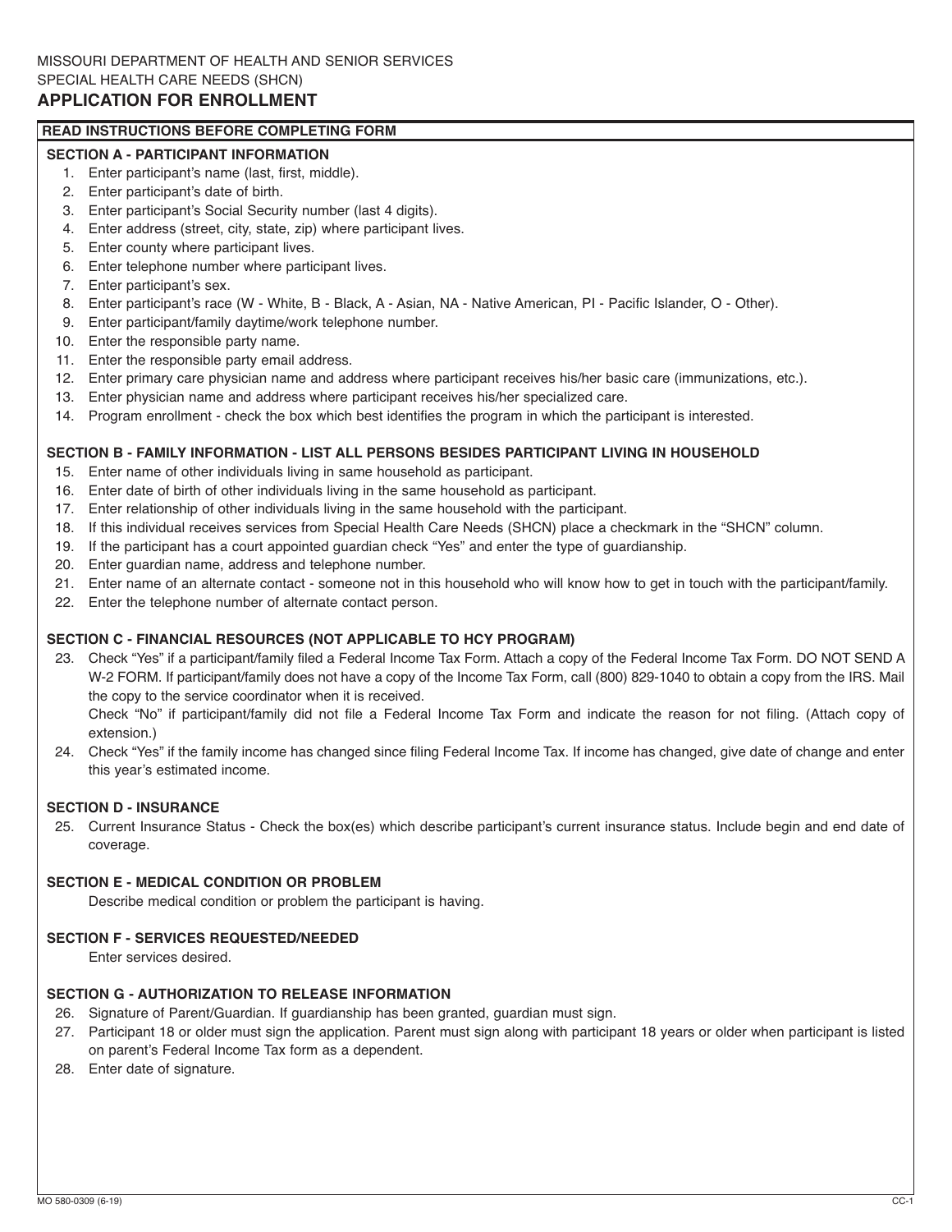MISSOURI DEPARTMENT OF HEALTH AND SENIOR SERVICES

SPECIAL HEALTH CARE NEEDS (SHCN)

# APPLICATION FOR ENROLLMENT

**READ INSTRUCTIONS BEFORE COMPLETING FORM**

**SECTION A - PARTICIPANT INFORMATION**

1. Enter participant's name (last, first, middle).
2. Enter participant's date of birth.
3. Enter participant's Social Security number (last 4 digits).
4. Enter address (street, city, state, zip) where participant lives.
5. Enter county where participant lives.
6. Enter telephone number where participant lives.
7. Enter participant's sex.
8. Enter participant's race (W - White, B - Black, A - Asian, NA - Native American, PI - Pacific Islander, O - Other).
9. Enter participant/family daytime/work telephone number.
10. Enter the responsible party name.
11. Enter the responsible party email address.
12. Enter primary care physician name and address where participant receives his/her basic care (immunizations, etc.).
13. Enter physician name and address where participant receives his/her specialized care.
14. Program enrollment - check the box which best identifies the program in which the participant is interested.

**SECTION B - FAMILY INFORMATION - LIST ALL PERSONS BESIDES PARTICIPANT LIVING IN HOUSEHOLD**

15. Enter name of other individuals living in same household as participant.
16. Enter date of birth of other individuals living in the same household as participant.
17. Enter relationship of other individuals living in the same household with the participant.
18. If this individual receives services from Special Health Care Needs (SHCN) place a checkmark in the "SHCN" column.
19. If the participant has a court appointed guardian check "Yes" and enter the type of guardianship.
20. Enter guardian name, address and telephone number.
21. Enter name of an alternate contact - someone not in this household who will know how to get in touch with the participant/family.
22. Enter the telephone number of alternate contact person.

**SECTION C - FINANCIAL RESOURCES (NOT APPLICABLE TO HCY PROGRAM)**

23. Check "Yes" if a participant/family filed a Federal Income Tax Form. Attach a copy of the Federal Income Tax Form. DO NOT SEND A W-2 FORM. If participant/family does not have a copy of the Income Tax Form, call (800) 829-1040 to obtain a copy from the IRS. Mail the copy to the service coordinator when it is received.

    Check "No" if participant/family did not file a Federal Income Tax Form and indicate the reason for not filing. (Attach copy of extension.)
24. Check "Yes" if the family income has changed since filing Federal Income Tax. If income has changed, give date of change and enter this year's estimated income.

**SECTION D - INSURANCE**

25. Current Insurance Status - Check the box(es) which describe participant's current insurance status. Include begin and end date of coverage.

**SECTION E - MEDICAL CONDITION OR PROBLEM**

Describe medical condition or problem the participant is having.

**SECTION F - SERVICES REQUESTED/NEEDED**

Enter services desired.

**SECTION G - AUTHORIZATION TO RELEASE INFORMATION**

26. Signature of Parent/Guardian. If guardianship has been granted, guardian must sign.
27. Participant 18 or older must sign the application. Parent must sign along with participant 18 years or older when participant is listed on parent's Federal Income Tax form as a dependent.
28. Enter date of signature.

MO 580-0309 (6-19) CC-1